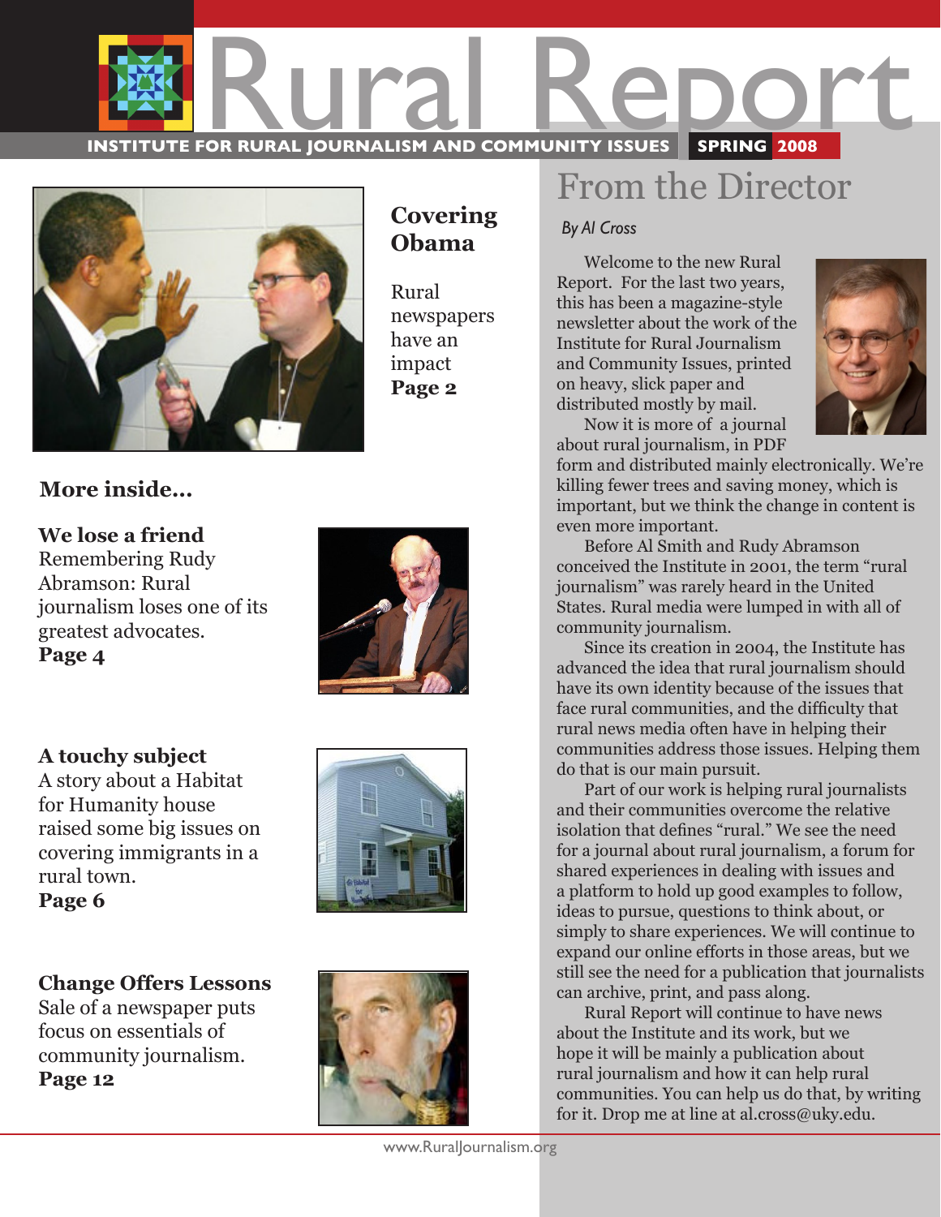# Rural Report

INSTITUTE FOR RURAL JOURNALISM AND COMMUNITY ISSUES **SPRING 2008**

## Covering Obama

Rural newspapers have an impact

**Page 2**

## More inside...

**We lose a friend**
Remembering Rudy Abramson: Rural journalism loses one of its greatest advocates.
**Page 4**

**A touchy subject**
A story about a Habitat for Humanity house raised some big issues on covering immigrants in a rural town.
**Page 6**

**Change Offers Lessons**
Sale of a newspaper puts focus on essentials of community journalism.
**Page 12**

## From the Director

*By Al Cross*

Welcome to the new Rural Report. For the last two years, this has been a magazine-style newsletter about the work of the Institute for Rural Journalism and Community Issues, printed on heavy, slick paper and distributed mostly by mail.

Now it is more of a journal about rural journalism, in PDF form and distributed mainly electronically. We're killing fewer trees and saving money, which is important, but we think the change in content is even more important.

Before Al Smith and Rudy Abramson conceived the Institute in 2001, the term "rural journalism" was rarely heard in the United States. Rural media were lumped in with all of community journalism.

Since its creation in 2004, the Institute has advanced the idea that rural journalism should have its own identity because of the issues that face rural communities, and the difficulty that rural news media often have in helping their communities address those issues. Helping them do that is our main pursuit.

Part of our work is helping rural journalists and their communities overcome the relative isolation that defines "rural." We see the need for a journal about rural journalism, a forum for shared experiences in dealing with issues and a platform to hold up good examples to follow, ideas to pursue, questions to think about, or simply to share experiences. We will continue to expand our online efforts in those areas, but we still see the need for a publication that journalists can archive, print, and pass along.

Rural Report will continue to have news about the Institute and its work, but we hope it will be mainly a publication about rural journalism and how it can help rural communities. You can help us do that, by writing for it. Drop me at line at al.cross@uky.edu.

www.RuralJournalism.org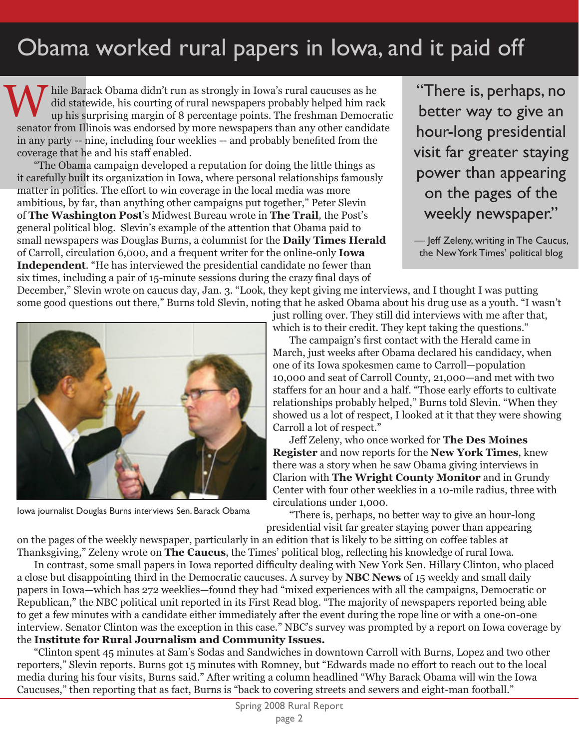# Obama worked rural papers in Iowa, and it paid off

While Barack Obama didn't run as strongly in Iowa's rural caucuses as he did statewide, his courting of rural newspapers probably helped him rack up his surprising margin of 8 percentage points. The freshman Democratic senator from Illinois was endorsed by more newspapers than any other candidate in any party -- nine, including four weeklies -- and probably benefited from the coverage that he and his staff enabled.

"The Obama campaign developed a reputation for doing the little things as it carefully built its organization in Iowa, where personal relationships famously matter in politics. The effort to win coverage in the local media was more ambitious, by far, than anything other campaigns put together," Peter Slevin of **The Washington Post**'s Midwest Bureau wrote in **The Trail**, the Post's general political blog. Slevin's example of the attention that Obama paid to small newspapers was Douglas Burns, a columnist for the **Daily Times Herald** of Carroll, circulation 6,000, and a frequent writer for the online-only **Iowa Independent**. "He has interviewed the presidential candidate no fewer than six times, including a pair of 15-minute sessions during the crazy final days of December," Slevin wrote on caucus day, Jan. 3. "Look, they kept giving me interviews, and I thought I was putting some good questions out there," Burns told Slevin, noting that he asked Obama about his drug use as a youth. "I wasn't just rolling over. They still did interviews with me after that, which is to their credit. They kept taking the questions."

> "There is, perhaps, no better way to give an hour-long presidential visit far greater staying power than appearing on the pages of the weekly newspaper."
>
> — Jeff Zeleny, writing in The Caucus, the New York Times' political blog

Iowa journalist Douglas Burns interviews Sen. Barack Obama

The campaign's first contact with the Herald came in March, just weeks after Obama declared his candidacy, when one of its Iowa spokesmen came to Carroll—population 10,000 and seat of Carroll County, 21,000—and met with two staffers for an hour and a half. "Those early efforts to cultivate relationships probably helped," Burns told Slevin. "When they showed us a lot of respect, I looked at it that they were showing Carroll a lot of respect."

Jeff Zeleny, who once worked for **The Des Moines Register** and now reports for the **New York Times**, knew there was a story when he saw Obama giving interviews in Clarion with **The Wright County Monitor** and in Grundy Center with four other weeklies in a 10-mile radius, three with circulations under 1,000.

"There is, perhaps, no better way to give an hour-long presidential visit far greater staying power than appearing on the pages of the weekly newspaper, particularly in an edition that is likely to be sitting on coffee tables at Thanksgiving," Zeleny wrote on **The Caucus**, the Times' political blog, reflecting his knowledge of rural Iowa.

In contrast, some small papers in Iowa reported difficulty dealing with New York Sen. Hillary Clinton, who placed a close but disappointing third in the Democratic caucuses. A survey by **NBC News** of 15 weekly and small daily papers in Iowa—which has 272 weeklies—found they had "mixed experiences with all the campaigns, Democratic or Republican," the NBC political unit reported in its First Read blog. "The majority of newspapers reported being able to get a few minutes with a candidate either immediately after the event during the rope line or with a one-on-one interview. Senator Clinton was the exception in this case." NBC's survey was prompted by a report on Iowa coverage by the **Institute for Rural Journalism and Community Issues.**

"Clinton spent 45 minutes at Sam's Sodas and Sandwiches in downtown Carroll with Burns, Lopez and two other reporters," Slevin reports. Burns got 15 minutes with Romney, but "Edwards made no effort to reach out to the local media during his four visits, Burns said." After writing a column headlined "Why Barack Obama will win the Iowa Caucuses," then reporting that as fact, Burns is "back to covering streets and sewers and eight-man football."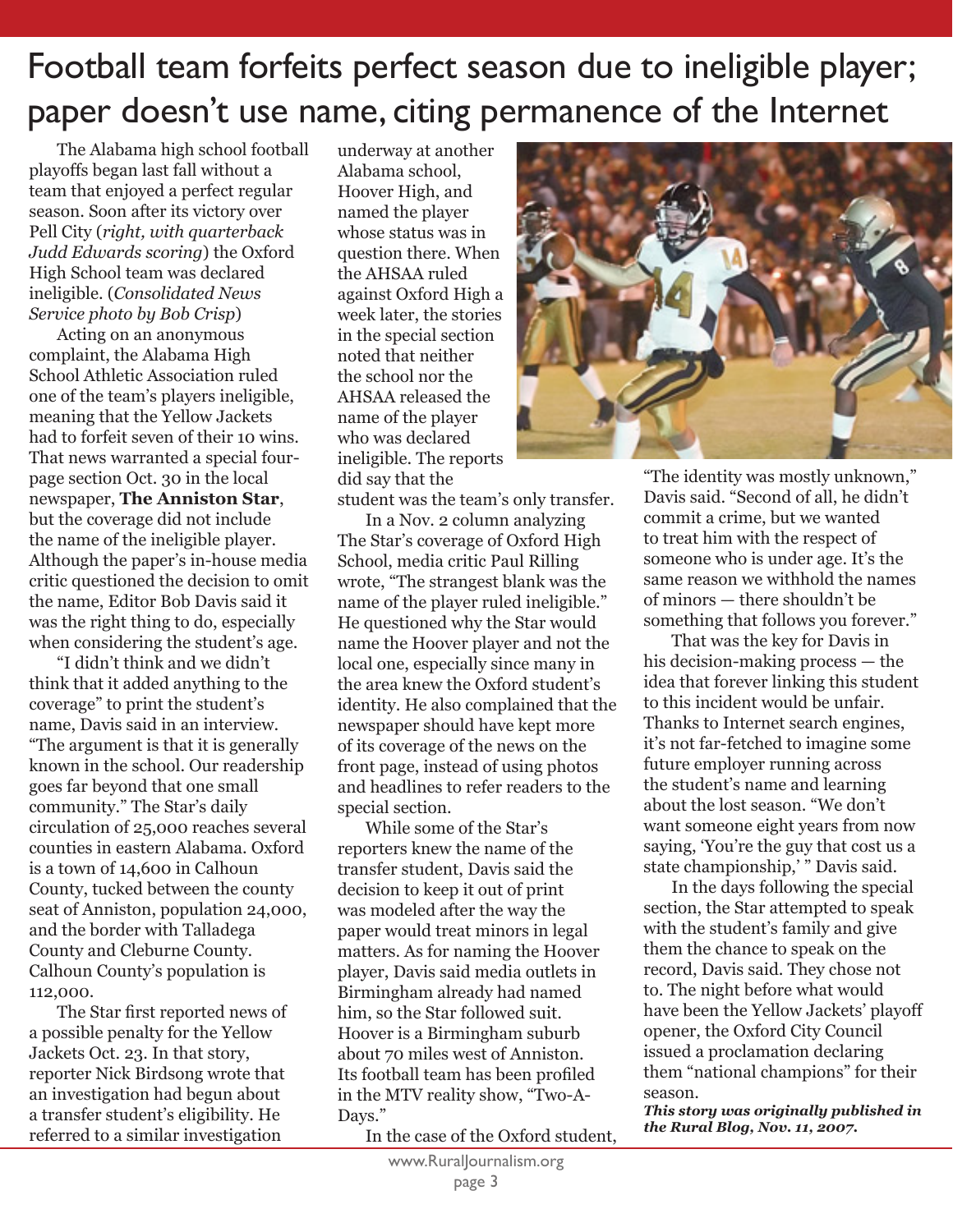# Football team forfeits perfect season due to ineligible player; paper doesn't use name, citing permanence of the Internet

The Alabama high school football playoffs began last fall without a team that enjoyed a perfect regular season. Soon after its victory over Pell City (*right, with quarterback Judd Edwards scoring*) the Oxford High School team was declared ineligible. (*Consolidated News Service photo by Bob Crisp*)

Acting on an anonymous complaint, the Alabama High School Athletic Association ruled one of the team's players ineligible, meaning that the Yellow Jackets had to forfeit seven of their 10 wins. That news warranted a special four-page section Oct. 30 in the local newspaper, **The Anniston Star**, but the coverage did not include the name of the ineligible player. Although the paper's in-house media critic questioned the decision to omit the name, Editor Bob Davis said it was the right thing to do, especially when considering the student's age.

"I didn't think and we didn't think that it added anything to the coverage" to print the student's name, Davis said in an interview. "The argument is that it is generally known in the school. Our readership goes far beyond that one small community." The Star's daily circulation of 25,000 reaches several counties in eastern Alabama. Oxford is a town of 14,600 in Calhoun County, tucked between the county seat of Anniston, population 24,000, and the border with Talladega County and Cleburne County. Calhoun County's population is 112,000.

The Star first reported news of a possible penalty for the Yellow Jackets Oct. 23. In that story, reporter Nick Birdsong wrote that an investigation had begun about a transfer student's eligibility. He referred to a similar investigation underway at another Alabama school, Hoover High, and named the player whose status was in question there. When the AHSAA ruled against Oxford High a week later, the stories in the special section noted that neither the school nor the AHSAA released the name of the player who was declared ineligible. The reports did say that the student was the team's only transfer.

In a Nov. 2 column analyzing The Star's coverage of Oxford High School, media critic Paul Rilling wrote, "The strangest blank was the name of the player ruled ineligible." He questioned why the Star would name the Hoover player and not the local one, especially since many in the area knew the Oxford student's identity. He also complained that the newspaper should have kept more of its coverage of the news on the front page, instead of using photos and headlines to refer readers to the special section.

While some of the Star's reporters knew the name of the transfer student, Davis said the decision to keep it out of print was modeled after the way the paper would treat minors in legal matters. As for naming the Hoover player, Davis said media outlets in Birmingham already had named him, so the Star followed suit. Hoover is a Birmingham suburb about 70 miles west of Anniston. Its football team has been profiled in the MTV reality show, "Two-A-Days."

In the case of the Oxford student, "The identity was mostly unknown," Davis said. "Second of all, he didn't commit a crime, but we wanted to treat him with the respect of someone who is under age. It's the same reason we withhold the names of minors — there shouldn't be something that follows you forever."

That was the key for Davis in his decision-making process — the idea that forever linking this student to this incident would be unfair. Thanks to Internet search engines, it's not far-fetched to imagine some future employer running across the student's name and learning about the lost season. "We don't want someone eight years from now saying, 'You're the guy that cost us a state championship,' " Davis said.

In the days following the special section, the Star attempted to speak with the student's family and give them the chance to speak on the record, Davis said. They chose not to. The night before what would have been the Yellow Jackets' playoff opener, the Oxford City Council issued a proclamation declaring them "national champions" for their season.

***This story was originally published in the Rural Blog, Nov. 11, 2007.***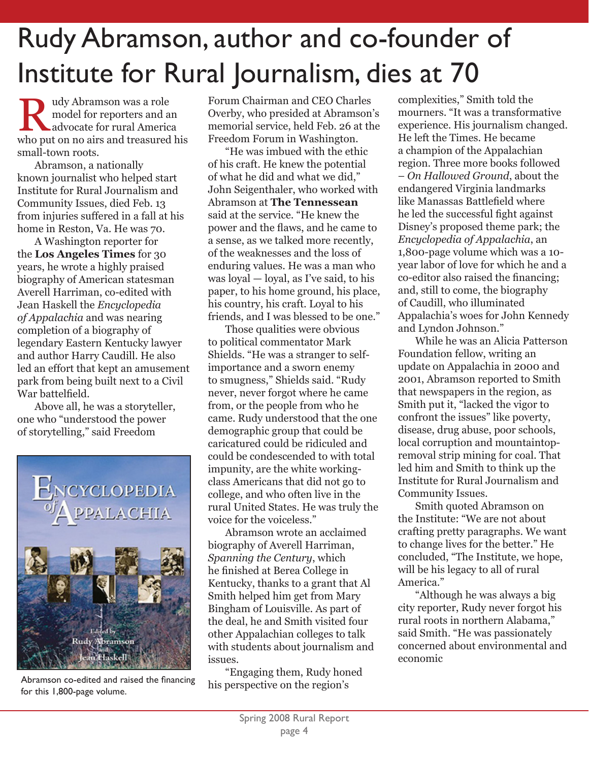# Rudy Abramson, author and co-founder of Institute for Rural Journalism, dies at 70

Rudy Abramson was a role model for reporters and an advocate for rural America who put on no airs and treasured his small-town roots.

Abramson, a nationally known journalist who helped start Institute for Rural Journalism and Community Issues, died Feb. 13 from injuries suffered in a fall at his home in Reston, Va. He was 70.

A Washington reporter for the **Los Angeles Times** for 30 years, he wrote a highly praised biography of American statesman Averell Harriman, co-edited with Jean Haskell the *Encyclopedia of Appalachia* and was nearing completion of a biography of legendary Eastern Kentucky lawyer and author Harry Caudill. He also led an effort that kept an amusement park from being built next to a Civil War battelfield.

Above all, he was a storyteller, one who "understood the power of storytelling," said Freedom Forum Chairman and CEO Charles Overby, who presided at Abramson's memorial service, held Feb. 26 at the Freedom Forum in Washington.

Abramson co-edited and raised the financing for this 1,800-page volume.

"He was imbued with the ethic of his craft. He knew the potential of what he did and what we did," John Seigenthaler, who worked with Abramson at **The Tennessean** said at the service. "He knew the power and the flaws, and he came to a sense, as we talked more recently, of the weaknesses and the loss of enduring values. He was a man who was loyal — loyal, as I've said, to his paper, to his home ground, his place, his country, his craft. Loyal to his friends, and I was blessed to be one."

Those qualities were obvious to political commentator Mark Shields. "He was a stranger to self-importance and a sworn enemy to smugness," Shields said. "Rudy never, never forgot where he came from, or the people from who he came. Rudy understood that the one demographic group that could be caricatured could be ridiculed and could be condescended to with total impunity, are the white working-class Americans that did not go to college, and who often live in the rural United States. He was truly the voice for the voiceless."

Abramson wrote an acclaimed biography of Averell Harriman, *Spanning the Century*, which he finished at Berea College in Kentucky, thanks to a grant that Al Smith helped him get from Mary Bingham of Louisville. As part of the deal, he and Smith visited four other Appalachian colleges to talk with students about journalism and issues.

"Engaging them, Rudy honed his perspective on the region's complexities," Smith told the mourners. "It was a transformative experience. His journalism changed. He left the Times. He became a champion of the Appalachian region. Three more books followed – *On Hallowed Ground*, about the endangered Virginia landmarks like Manassas Battlefield where he led the successful fight against Disney's proposed theme park; the *Encyclopedia of Appalachia*, an 1,800-page volume which was a 10-year labor of love for which he and a co-editor also raised the financing; and, still to come, the biography of Caudill, who illuminated Appalachia's woes for John Kennedy and Lyndon Johnson."

While he was an Alicia Patterson Foundation fellow, writing an update on Appalachia in 2000 and 2001, Abramson reported to Smith that newspapers in the region, as Smith put it, "lacked the vigor to confront the issues" like poverty, disease, drug abuse, poor schools, local corruption and mountaintop-removal strip mining for coal. That led him and Smith to think up the Institute for Rural Journalism and Community Issues.

Smith quoted Abramson on the Institute: "We are not about crafting pretty paragraphs. We want to change lives for the better." He concluded, "The Institute, we hope, will be his legacy to all of rural America."

"Although he was always a big city reporter, Rudy never forgot his rural roots in northern Alabama," said Smith. "He was passionately concerned about environmental and economic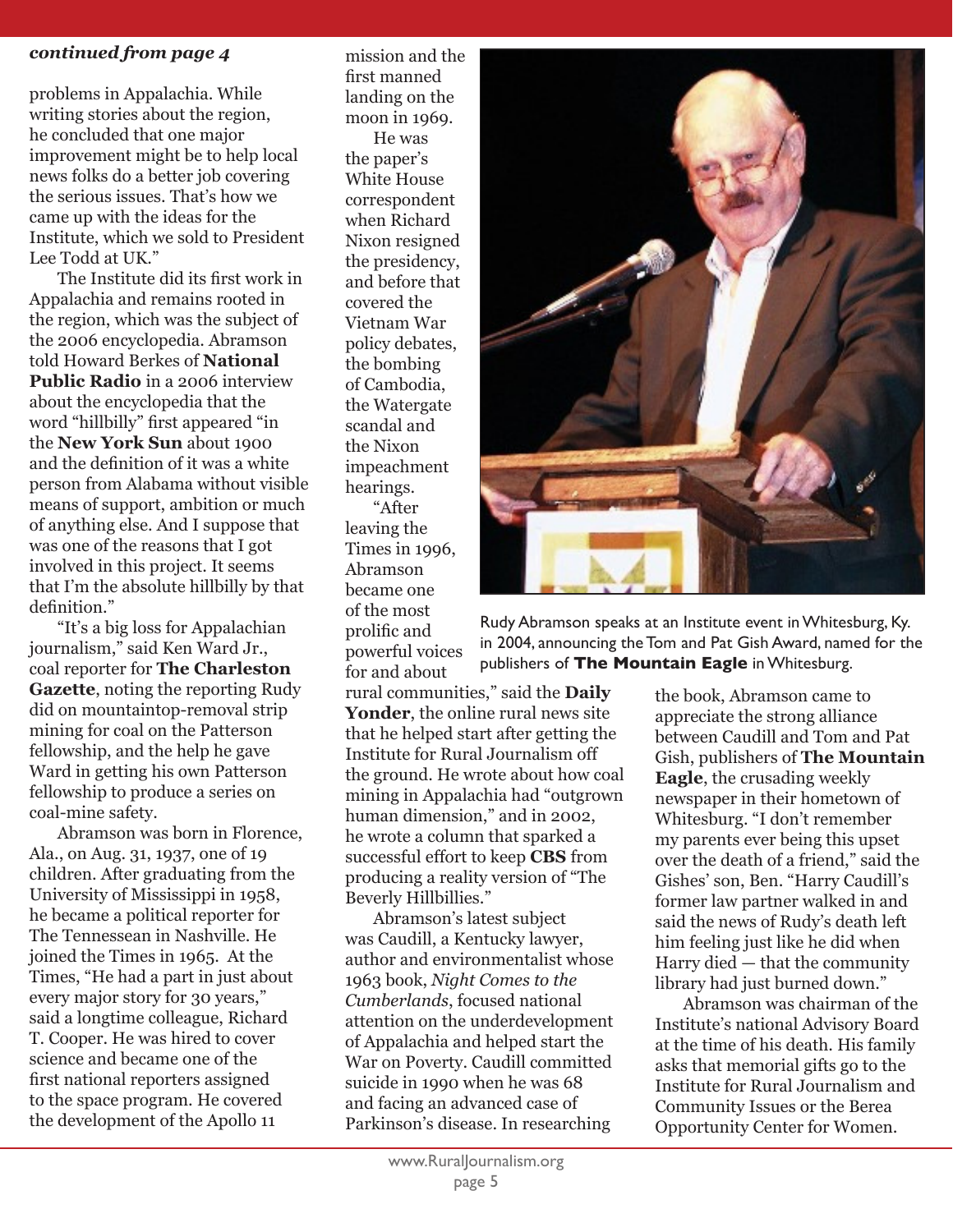***continued from page 4***

problems in Appalachia. While writing stories about the region, he concluded that one major improvement might be to help local news folks do a better job covering the serious issues. That's how we came up with the ideas for the Institute, which we sold to President Lee Todd at UK."

The Institute did its first work in Appalachia and remains rooted in the region, which was the subject of the 2006 encyclopedia. Abramson told Howard Berkes of **National Public Radio** in a 2006 interview about the encyclopedia that the word "hillbilly" first appeared "in the **New York Sun** about 1900 and the definition of it was a white person from Alabama without visible means of support, ambition or much of anything else. And I suppose that was one of the reasons that I got involved in this project. It seems that I'm the absolute hillbilly by that definition."

"It's a big loss for Appalachian journalism," said Ken Ward Jr., coal reporter for **The Charleston Gazette**, noting the reporting Rudy did on mountaintop-removal strip mining for coal on the Patterson fellowship, and the help he gave Ward in getting his own Patterson fellowship to produce a series on coal-mine safety.

Abramson was born in Florence, Ala., on Aug. 31, 1937, one of 19 children. After graduating from the University of Mississippi in 1958, he became a political reporter for The Tennessean in Nashville. He joined the Times in 1965. At the Times, "He had a part in just about every major story for 30 years," said a longtime colleague, Richard T. Cooper. He was hired to cover science and became one of the first national reporters assigned to the space program. He covered the development of the Apollo 11 mission and the first manned landing on the moon in 1969.

He was the paper's White House correspondent when Richard Nixon resigned the presidency, and before that covered the Vietnam War policy debates, the bombing of Cambodia, the Watergate scandal and the Nixon impeachment hearings.

"After leaving the Times in 1996, Abramson became one of the most prolific and powerful voices for and about rural communities," said the **Daily Yonder**, the online rural news site that he helped start after getting the Institute for Rural Journalism off the ground. He wrote about how coal mining in Appalachia had "outgrown human dimension," and in 2002, he wrote a column that sparked a successful effort to keep **CBS** from producing a reality version of "The Beverly Hillbillies."

Abramson's latest subject was Caudill, a Kentucky lawyer, author and environmentalist whose 1963 book, *Night Comes to the Cumberlands*, focused national attention on the underdevelopment of Appalachia and helped start the War on Poverty. Caudill committed suicide in 1990 when he was 68 and facing an advanced case of Parkinson's disease. In researching the book, Abramson came to appreciate the strong alliance between Caudill and Tom and Pat Gish, publishers of **The Mountain Eagle**, the crusading weekly newspaper in their hometown of Whitesburg. "I don't remember my parents ever being this upset over the death of a friend," said the Gishes' son, Ben. "Harry Caudill's former law partner walked in and said the news of Rudy's death left him feeling just like he did when Harry died — that the community library had just burned down."

Abramson was chairman of the Institute's national Advisory Board at the time of his death. His family asks that memorial gifts go to the Institute for Rural Journalism and Community Issues or the Berea Opportunity Center for Women.

Rudy Abramson speaks at an Institute event in Whitesburg, Ky. in 2004, announcing the Tom and Pat Gish Award, named for the publishers of **The Mountain Eagle** in Whitesburg.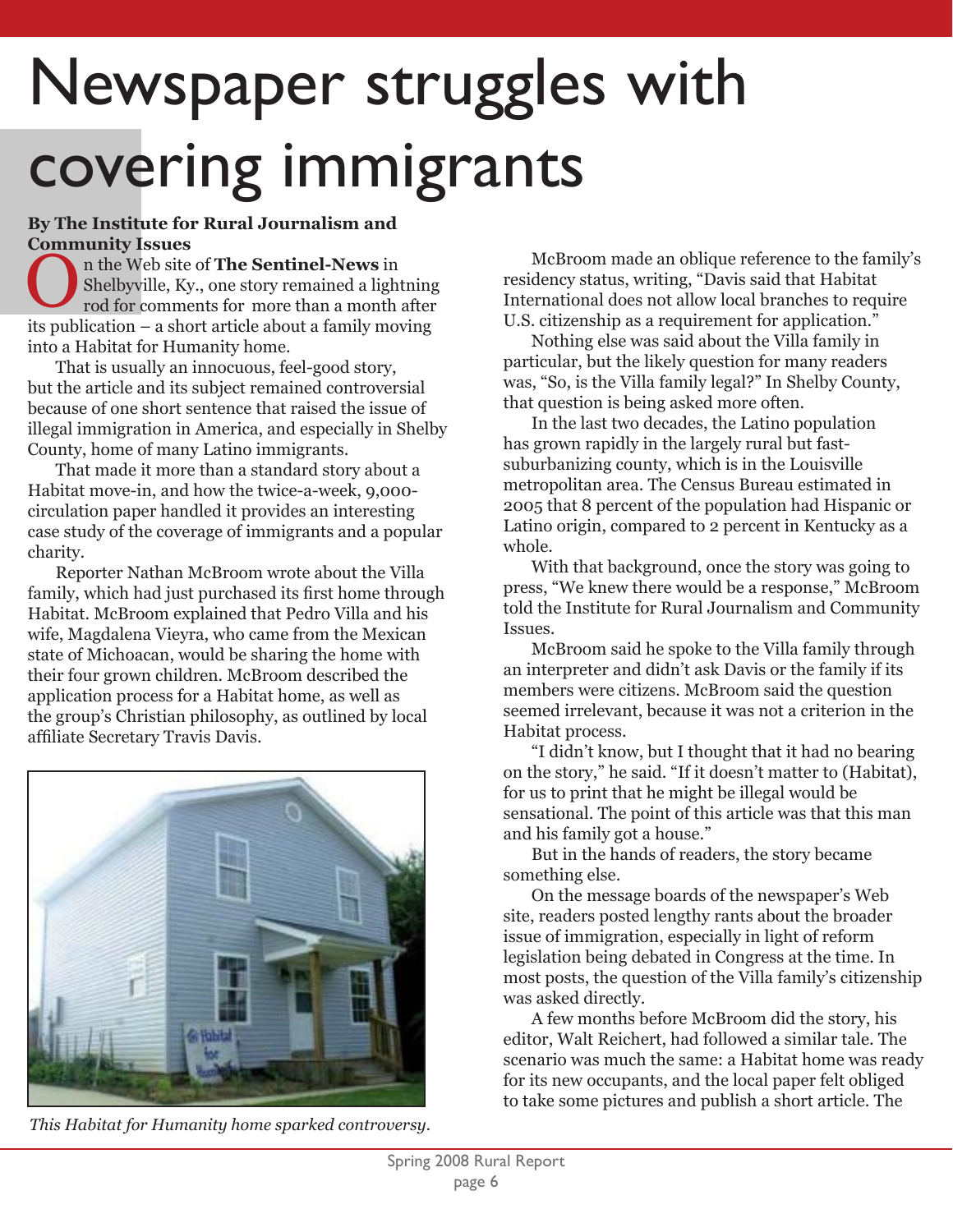# Newspaper struggles with covering immigrants

**By The Institute for Rural Journalism and Community Issues**

On the Web site of **The Sentinel-News** in Shelbyville, Ky., one story remained a lightning rod for comments for more than a month after its publication – a short article about a family moving into a Habitat for Humanity home.

That is usually an innocuous, feel-good story, but the article and its subject remained controversial because of one short sentence that raised the issue of illegal immigration in America, and especially in Shelby County, home of many Latino immigrants.

That made it more than a standard story about a Habitat move-in, and how the twice-a-week, 9,000-circulation paper handled it provides an interesting case study of the coverage of immigrants and a popular charity.

Reporter Nathan McBroom wrote about the Villa family, which had just purchased its first home through Habitat. McBroom explained that Pedro Villa and his wife, Magdalena Vieyra, who came from the Mexican state of Michoacan, would be sharing the home with their four grown children. McBroom described the application process for a Habitat home, as well as the group's Christian philosophy, as outlined by local affiliate Secretary Travis Davis.

*This Habitat for Humanity home sparked controversy.*

McBroom made an oblique reference to the family's residency status, writing, "Davis said that Habitat International does not allow local branches to require U.S. citizenship as a requirement for application."

Nothing else was said about the Villa family in particular, but the likely question for many readers was, "So, is the Villa family legal?" In Shelby County, that question is being asked more often.

In the last two decades, the Latino population has grown rapidly in the largely rural but fast-suburbanizing county, which is in the Louisville metropolitan area. The Census Bureau estimated in 2005 that 8 percent of the population had Hispanic or Latino origin, compared to 2 percent in Kentucky as a whole.

With that background, once the story was going to press, "We knew there would be a response," McBroom told the Institute for Rural Journalism and Community Issues.

McBroom said he spoke to the Villa family through an interpreter and didn't ask Davis or the family if its members were citizens. McBroom said the question seemed irrelevant, because it was not a criterion in the Habitat process.

"I didn't know, but I thought that it had no bearing on the story," he said. "If it doesn't matter to (Habitat), for us to print that he might be illegal would be sensational. The point of this article was that this man and his family got a house."

But in the hands of readers, the story became something else.

On the message boards of the newspaper's Web site, readers posted lengthy rants about the broader issue of immigration, especially in light of reform legislation being debated in Congress at the time. In most posts, the question of the Villa family's citizenship was asked directly.

A few months before McBroom did the story, his editor, Walt Reichert, had followed a similar tale. The scenario was much the same: a Habitat home was ready for its new occupants, and the local paper felt obliged to take some pictures and publish a short article. The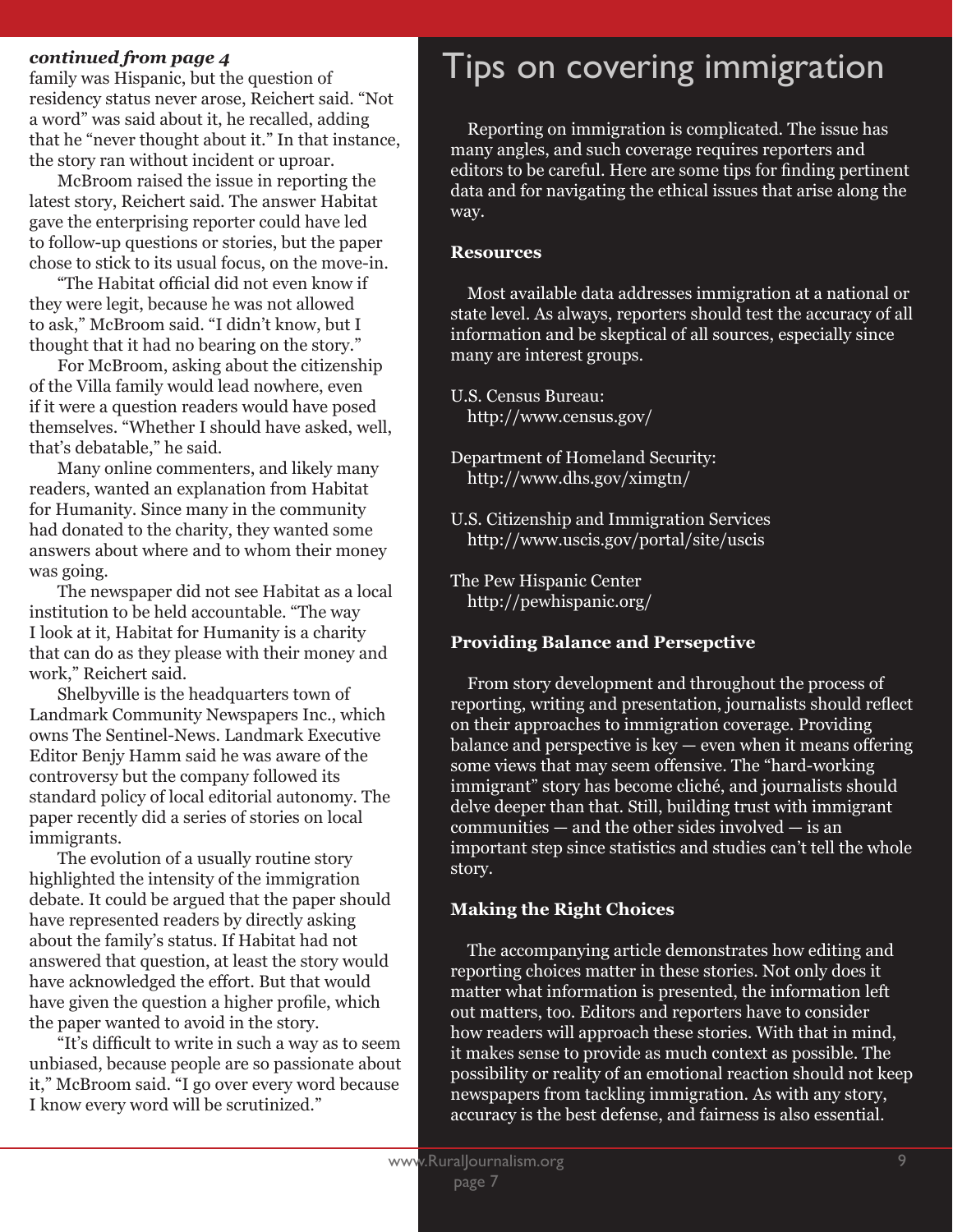***continued from page 4***

family was Hispanic, but the question of residency status never arose, Reichert said. "Not a word" was said about it, he recalled, adding that he "never thought about it." In that instance, the story ran without incident or uproar.

McBroom raised the issue in reporting the latest story, Reichert said. The answer Habitat gave the enterprising reporter could have led to follow-up questions or stories, but the paper chose to stick to its usual focus, on the move-in.

"The Habitat official did not even know if they were legit, because he was not allowed to ask," McBroom said. "I didn't know, but I thought that it had no bearing on the story."

For McBroom, asking about the citizenship of the Villa family would lead nowhere, even if it were a question readers would have posed themselves. "Whether I should have asked, well, that's debatable," he said.

Many online commenters, and likely many readers, wanted an explanation from Habitat for Humanity. Since many in the community had donated to the charity, they wanted some answers about where and to whom their money was going.

The newspaper did not see Habitat as a local institution to be held accountable. "The way I look at it, Habitat for Humanity is a charity that can do as they please with their money and work," Reichert said.

Shelbyville is the headquarters town of Landmark Community Newspapers Inc., which owns The Sentinel-News. Landmark Executive Editor Benjy Hamm said he was aware of the controversy but the company followed its standard policy of local editorial autonomy. The paper recently did a series of stories on local immigrants.

The evolution of a usually routine story highlighted the intensity of the immigration debate. It could be argued that the paper should have represented readers by directly asking about the family's status. If Habitat had not answered that question, at least the story would have acknowledged the effort. But that would have given the question a higher profile, which the paper wanted to avoid in the story.

"It's difficult to write in such a way as to seem unbiased, because people are so passionate about it," McBroom said. "I go over every word because I know every word will be scrutinized."

# Tips on covering immigration

Reporting on immigration is complicated. The issue has many angles, and such coverage requires reporters and editors to be careful. Here are some tips for finding pertinent data and for navigating the ethical issues that arise along the way.

**Resources**

Most available data addresses immigration at a national or state level. As always, reporters should test the accuracy of all information and be skeptical of all sources, especially since many are interest groups.

U.S. Census Bureau:
http://www.census.gov/

Department of Homeland Security:
http://www.dhs.gov/ximgtn/

U.S. Citizenship and Immigration Services
http://www.uscis.gov/portal/site/uscis

The Pew Hispanic Center
http://pewhispanic.org/

**Providing Balance and Persepctive**

From story development and throughout the process of reporting, writing and presentation, journalists should reflect on their approaches to immigration coverage. Providing balance and perspective is key — even when it means offering some views that may seem offensive. The "hard-working immigrant" story has become cliché, and journalists should delve deeper than that. Still, building trust with immigrant communities — and the other sides involved — is an important step since statistics and studies can't tell the whole story.

**Making the Right Choices**

The accompanying article demonstrates how editing and reporting choices matter in these stories. Not only does it matter what information is presented, the information left out matters, too. Editors and reporters have to consider how readers will approach these stories. With that in mind, it makes sense to provide as much context as possible. The possibility or reality of an emotional reaction should not keep newspapers from tackling immigration. As with any story, accuracy is the best defense, and fairness is also essential.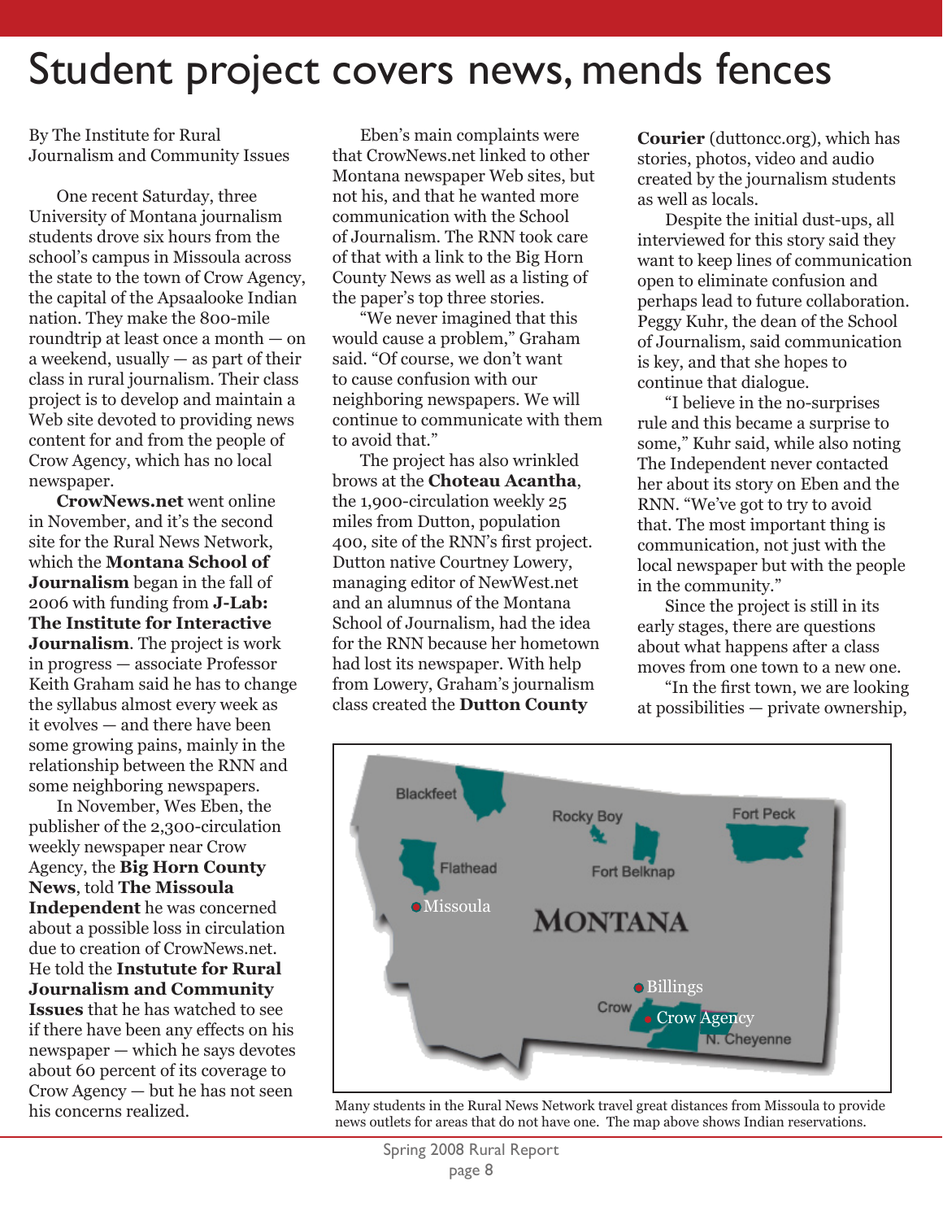# Student project covers news, mends fences

By The Institute for Rural Journalism and Community Issues

One recent Saturday, three University of Montana journalism students drove six hours from the school's campus in Missoula across the state to the town of Crow Agency, the capital of the Apsaalooke Indian nation. They make the 800-mile roundtrip at least once a month — on a weekend, usually — as part of their class in rural journalism. Their class project is to develop and maintain a Web site devoted to providing news content for and from the people of Crow Agency, which has no local newspaper.

**CrowNews.net** went online in November, and it's the second site for the Rural News Network, which the **Montana School of Journalism** began in the fall of 2006 with funding from **J-Lab: The Institute for Interactive Journalism**. The project is work in progress — associate Professor Keith Graham said he has to change the syllabus almost every week as it evolves — and there have been some growing pains, mainly in the relationship between the RNN and some neighboring newspapers.

In November, Wes Eben, the publisher of the 2,300-circulation weekly newspaper near Crow Agency, the **Big Horn County News**, told **The Missoula Independent** he was concerned about a possible loss in circulation due to creation of CrowNews.net. He told the **Instutute for Rural Journalism and Community Issues** that he has watched to see if there have been any effects on his newspaper — which he says devotes about 60 percent of its coverage to Crow Agency — but he has not seen his concerns realized.

Eben's main complaints were that CrowNews.net linked to other Montana newspaper Web sites, but not his, and that he wanted more communication with the School of Journalism. The RNN took care of that with a link to the Big Horn County News as well as a listing of the paper's top three stories.

"We never imagined that this would cause a problem," Graham said. "Of course, we don't want to cause confusion with our neighboring newspapers. We will continue to communicate with them to avoid that."

The project has also wrinkled brows at the **Choteau Acantha**, the 1,900-circulation weekly 25 miles from Dutton, population 400, site of the RNN's first project. Dutton native Courtney Lowery, managing editor of NewWest.net and an alumnus of the Montana School of Journalism, had the idea for the RNN because her hometown had lost its newspaper. With help from Lowery, Graham's journalism class created the **Dutton County Courier** (duttoncc.org), which has stories, photos, video and audio created by the journalism students as well as locals.

Despite the initial dust-ups, all interviewed for this story said they want to keep lines of communication open to eliminate confusion and perhaps lead to future collaboration. Peggy Kuhr, the dean of the School of Journalism, said communication is key, and that she hopes to continue that dialogue.

"I believe in the no-surprises rule and this became a surprise to some," Kuhr said, while also noting The Independent never contacted her about its story on Eben and the RNN. "We've got to try to avoid that. The most important thing is communication, not just with the local newspaper but with the people in the community."

Since the project is still in its early stages, there are questions about what happens after a class moves from one town to a new one.

"In the first town, we are looking at possibilities — private ownership,

Many students in the Rural News Network travel great distances from Missoula to provide news outlets for areas that do not have one. The map above shows Indian reservations.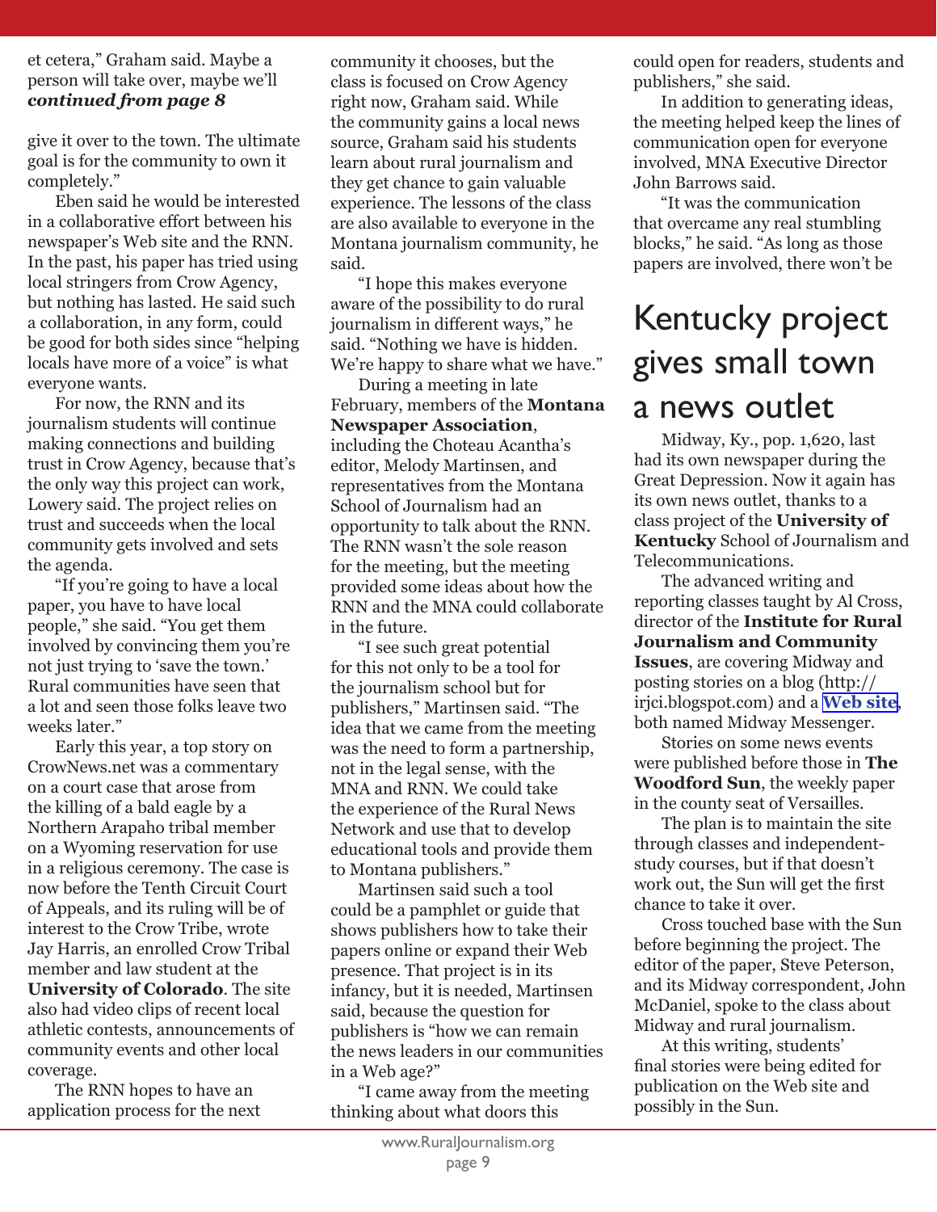et cetera," Graham said. Maybe a person will take over, maybe we'll
***continued from page 8***

give it over to the town. The ultimate goal is for the community to own it completely."

Eben said he would be interested in a collaborative effort between his newspaper's Web site and the RNN. In the past, his paper has tried using local stringers from Crow Agency, but nothing has lasted. He said such a collaboration, in any form, could be good for both sides since "helping locals have more of a voice" is what everyone wants.

For now, the RNN and its journalism students will continue making connections and building trust in Crow Agency, because that's the only way this project can work, Lowery said. The project relies on trust and succeeds when the local community gets involved and sets the agenda.

"If you're going to have a local paper, you have to have local people," she said. "You get them involved by convincing them you're not just trying to 'save the town.' Rural communities have seen that a lot and seen those folks leave two weeks later."

Early this year, a top story on CrowNews.net was a commentary on a court case that arose from the killing of a bald eagle by a Northern Arapaho tribal member on a Wyoming reservation for use in a religious ceremony. The case is now before the Tenth Circuit Court of Appeals, and its ruling will be of interest to the Crow Tribe, wrote Jay Harris, an enrolled Crow Tribal member and law student at the **University of Colorado**. The site also had video clips of recent local athletic contests, announcements of community events and other local coverage.

The RNN hopes to have an application process for the next community it chooses, but the class is focused on Crow Agency right now, Graham said. While the community gains a local news source, Graham said his students learn about rural journalism and they get chance to gain valuable experience. The lessons of the class are also available to everyone in the Montana journalism community, he said.

"I hope this makes everyone aware of the possibility to do rural journalism in different ways," he said. "Nothing we have is hidden. We're happy to share what we have."

During a meeting in late February, members of the **Montana Newspaper Association**, including the Choteau Acantha's editor, Melody Martinsen, and representatives from the Montana School of Journalism had an opportunity to talk about the RNN. The RNN wasn't the sole reason for the meeting, but the meeting provided some ideas about how the RNN and the MNA could collaborate in the future.

"I see such great potential for this not only to be a tool for the journalism school but for publishers," Martinsen said. "The idea that we came from the meeting was the need to form a partnership, not in the legal sense, with the MNA and RNN. We could take the experience of the Rural News Network and use that to develop educational tools and provide them to Montana publishers."

Martinsen said such a tool could be a pamphlet or guide that shows publishers how to take their papers online or expand their Web presence. That project is in its infancy, but it is needed, Martinsen said, because the question for publishers is "how we can remain the news leaders in our communities in a Web age?"

"I came away from the meeting thinking about what doors this could open for readers, students and publishers," she said.

In addition to generating ideas, the meeting helped keep the lines of communication open for everyone involved, MNA Executive Director John Barrows said.

"It was the communication that overcame any real stumbling blocks," he said. "As long as those papers are involved, there won't be

# Kentucky project gives small town a news outlet

Midway, Ky., pop. 1,620, last had its own newspaper during the Great Depression. Now it again has its own news outlet, thanks to a class project of the **University of Kentucky** School of Journalism and Telecommunications.

The advanced writing and reporting classes taught by Al Cross, director of the **Institute for Rural Journalism and Community Issues**, are covering Midway and posting stories on a blog (http://irjci.blogspot.com) and a **Web site**, both named Midway Messenger.

Stories on some news events were published before those in **The Woodford Sun**, the weekly paper in the county seat of Versailles.

The plan is to maintain the site through classes and independent-study courses, but if that doesn't work out, the Sun will get the first chance to take it over.

Cross touched base with the Sun before beginning the project. The editor of the paper, Steve Peterson, and its Midway correspondent, John McDaniel, spoke to the class about Midway and rural journalism.

At this writing, students' final stories were being edited for publication on the Web site and possibly in the Sun.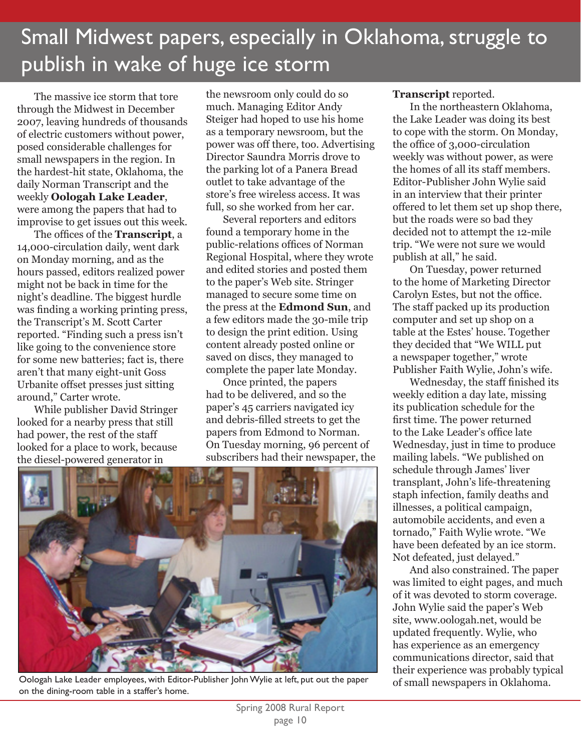# Small Midwest papers, especially in Oklahoma, struggle to publish in wake of huge ice storm

The massive ice storm that tore through the Midwest in December 2007, leaving hundreds of thousands of electric customers without power, posed considerable challenges for small newspapers in the region. In the hardest-hit state, Oklahoma, the daily Norman Transcript and the weekly **Oologah Lake Leader**, were among the papers that had to improvise to get issues out this week.

The offices of the **Transcript**, a 14,000-circulation daily, went dark on Monday morning, and as the hours passed, editors realized power might not be back in time for the night's deadline. The biggest hurdle was finding a working printing press, the Transcript's M. Scott Carter reported. "Finding such a press isn't like going to the convenience store for some new batteries; fact is, there aren't that many eight-unit Goss Urbanite offset presses just sitting around," Carter wrote.

While publisher David Stringer looked for a nearby press that still had power, the rest of the staff looked for a place to work, because the diesel-powered generator in the newsroom only could do so much. Managing Editor Andy Steiger had hoped to use his home as a temporary newsroom, but the power was off there, too. Advertising Director Saundra Morris drove to the parking lot of a Panera Bread outlet to take advantage of the store's free wireless access. It was full, so she worked from her car.

Several reporters and editors found a temporary home in the public-relations offices of Norman Regional Hospital, where they wrote and edited stories and posted them to the paper's Web site. Stringer managed to secure some time on the press at the **Edmond Sun**, and a few editors made the 30-mile trip to design the print edition. Using content already posted online or saved on discs, they managed to complete the paper late Monday.

Once printed, the papers had to be delivered, and so the paper's 45 carriers navigated icy and debris-filled streets to get the papers from Edmond to Norman. On Tuesday morning, 96 percent of subscribers had their newspaper, the **Transcript** reported.

In the northeastern Oklahoma, the Lake Leader was doing its best to cope with the storm. On Monday, the office of 3,000-circulation weekly was without power, as were the homes of all its staff members. Editor-Publisher John Wylie said in an interview that their printer offered to let them set up shop there, but the roads were so bad they decided not to attempt the 12-mile trip. "We were not sure we would publish at all," he said.

On Tuesday, power returned to the home of Marketing Director Carolyn Estes, but not the office. The staff packed up its production computer and set up shop on a table at the Estes' house. Together they decided that "We WILL put a newspaper together," wrote Publisher Faith Wylie, John's wife.

Wednesday, the staff finished its weekly edition a day late, missing its publication schedule for the first time. The power returned to the Lake Leader's office late Wednesday, just in time to produce mailing labels. "We published on schedule through James' liver transplant, John's life-threatening staph infection, family deaths and illnesses, a political campaign, automobile accidents, and even a tornado," Faith Wylie wrote. "We have been defeated by an ice storm. Not defeated, just delayed."

And also constrained. The paper was limited to eight pages, and much of it was devoted to storm coverage. John Wylie said the paper's Web site, www.oologah.net, would be updated frequently. Wylie, who has experience as an emergency communications director, said that their experience was probably typical of small newspapers in Oklahoma.

Oologah Lake Leader employees, with Editor-Publisher John Wylie at left, put out the paper on the dining-room table in a staffer's home.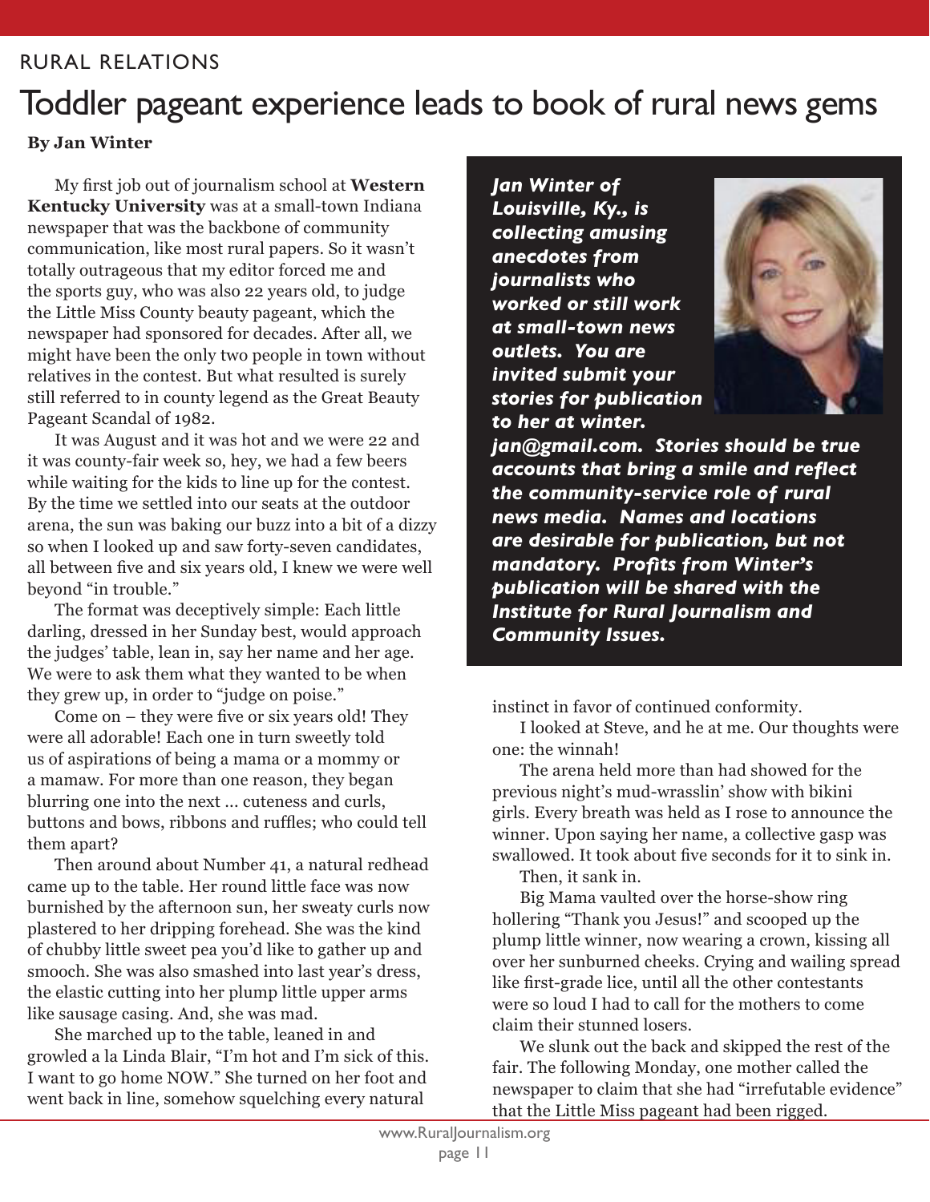RURAL RELATIONS

# Toddler pageant experience leads to book of rural news gems

**By Jan Winter**

My first job out of journalism school at **Western Kentucky University** was at a small-town Indiana newspaper that was the backbone of community communication, like most rural papers. So it wasn't totally outrageous that my editor forced me and the sports guy, who was also 22 years old, to judge the Little Miss County beauty pageant, which the newspaper had sponsored for decades. After all, we might have been the only two people in town without relatives in the contest. But what resulted is surely still referred to in county legend as the Great Beauty Pageant Scandal of 1982.

It was August and it was hot and we were 22 and it was county-fair week so, hey, we had a few beers while waiting for the kids to line up for the contest. By the time we settled into our seats at the outdoor arena, the sun was baking our buzz into a bit of a dizzy so when I looked up and saw forty-seven candidates, all between five and six years old, I knew we were well beyond "in trouble."

The format was deceptively simple: Each little darling, dressed in her Sunday best, would approach the judges' table, lean in, say her name and her age. We were to ask them what they wanted to be when they grew up, in order to "judge on poise."

Come on – they were five or six years old! They were all adorable! Each one in turn sweetly told us of aspirations of being a mama or a mommy or a mamaw. For more than one reason, they began blurring one into the next ... cuteness and curls, buttons and bows, ribbons and ruffles; who could tell them apart?

Then around about Number 41, a natural redhead came up to the table. Her round little face was now burnished by the afternoon sun, her sweaty curls now plastered to her dripping forehead. She was the kind of chubby little sweet pea you'd like to gather up and smooch. She was also smashed into last year's dress, the elastic cutting into her plump little upper arms like sausage casing. And, she was mad.

She marched up to the table, leaned in and growled a la Linda Blair, "I'm hot and I'm sick of this. I want to go home NOW." She turned on her foot and went back in line, somehow squelching every natural instinct in favor of continued conformity.

I looked at Steve, and he at me. Our thoughts were one: the winnah!

The arena held more than had showed for the previous night's mud-wrasslin' show with bikini girls. Every breath was held as I rose to announce the winner. Upon saying her name, a collective gasp was swallowed. It took about five seconds for it to sink in.

Then, it sank in.

Big Mama vaulted over the horse-show ring hollering "Thank you Jesus!" and scooped up the plump little winner, now wearing a crown, kissing all over her sunburned cheeks. Crying and wailing spread like first-grade lice, until all the other contestants were so loud I had to call for the mothers to come claim their stunned losers.

We slunk out the back and skipped the rest of the fair. The following Monday, one mother called the newspaper to claim that she had "irrefutable evidence" that the Little Miss pageant had been rigged.

***Jan Winter of Louisville, Ky., is collecting amusing anecdotes from journalists who worked or still work at small-town news outlets. You are invited submit your stories for publication to her at winter.jan@gmail.com. Stories should be true accounts that bring a smile and reflect the community-service role of rural news media. Names and locations are desirable for publication, but not mandatory. Profits from Winter's publication will be shared with the Institute for Rural Journalism and Community Issues.***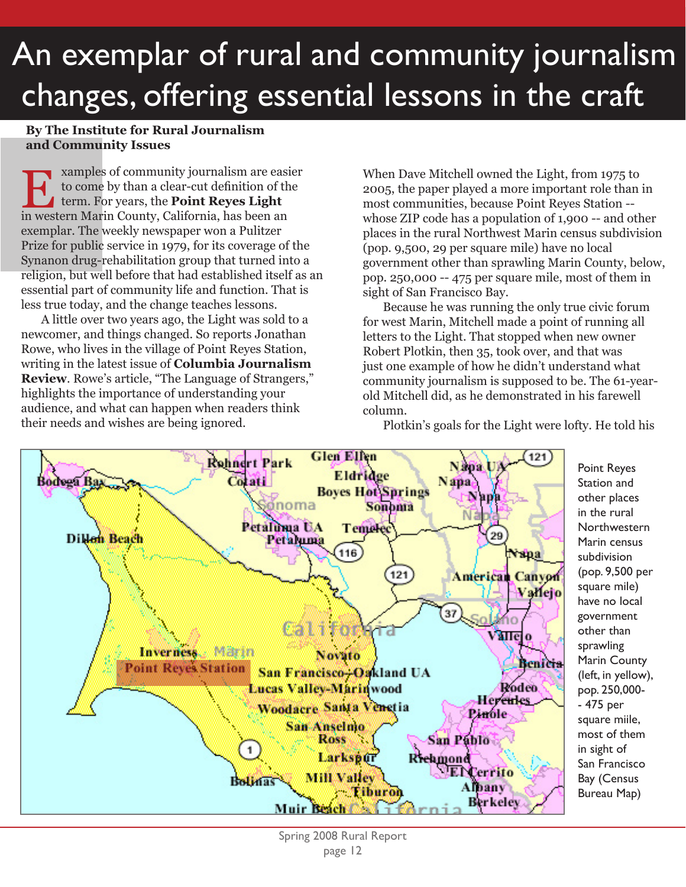# An exemplar of rural and community journalism changes, offering essential lessons in the craft

**By The Institute for Rural Journalism and Community Issues**

Examples of community journalism are easier to come by than a clear-cut definition of the term. For years, the **Point Reyes Light** in western Marin County, California, has been an exemplar. The weekly newspaper won a Pulitzer Prize for public service in 1979, for its coverage of the Synanon drug-rehabilitation group that turned into a religion, but well before that had established itself as an essential part of community life and function. That is less true today, and the change teaches lessons.

A little over two years ago, the Light was sold to a newcomer, and things changed. So reports Jonathan Rowe, who lives in the village of Point Reyes Station, writing in the latest issue of **Columbia Journalism Review**. Rowe's article, "The Language of Strangers," highlights the importance of understanding your audience, and what can happen when readers think their needs and wishes are being ignored.

When Dave Mitchell owned the Light, from 1975 to 2005, the paper played a more important role than in most communities, because Point Reyes Station -- whose ZIP code has a population of 1,900 -- and other places in the rural Northwest Marin census subdivision (pop. 9,500, 29 per square mile) have no local government other than sprawling Marin County, below, pop. 250,000 -- 475 per square mile, most of them in sight of San Francisco Bay.

Because he was running the only true civic forum for west Marin, Mitchell made a point of running all letters to the Light. That stopped when new owner Robert Plotkin, then 35, took over, and that was just one example of how he didn't understand what community journalism is supposed to be. The 61-year-old Mitchell did, as he demonstrated in his farewell column.

Plotkin's goals for the Light were lofty. He told his

Point Reyes Station and other places in the rural Northwestern Marin census subdivision (pop. 9,500 per square mile) have no local government other than sprawling Marin County (left, in yellow), pop. 250,000-- 475 per square miile, most of them in sight of San Francisco Bay (Census Bureau Map)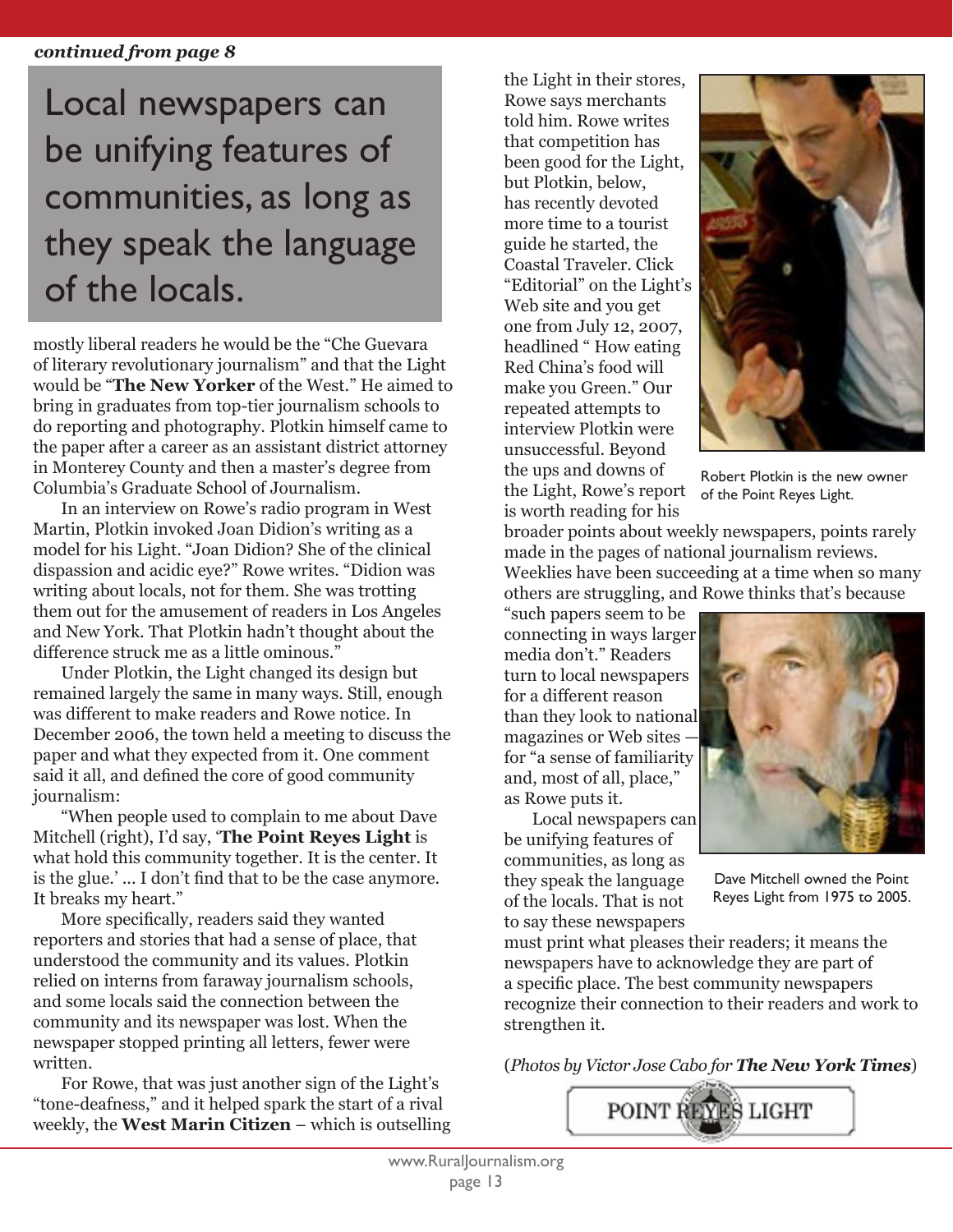*continued from page 8*

> Local newspapers can be unifying features of communities, as long as they speak the language of the locals.

mostly liberal readers he would be the "Che Guevara of literary revolutionary journalism" and that the Light would be "**The New Yorker** of the West." He aimed to bring in graduates from top-tier journalism schools to do reporting and photography. Plotkin himself came to the paper after a career as an assistant district attorney in Monterey County and then a master's degree from Columbia's Graduate School of Journalism.

In an interview on Rowe's radio program in West Martin, Plotkin invoked Joan Didion's writing as a model for his Light. "Joan Didion? She of the clinical dispassion and acidic eye?" Rowe writes. "Didion was writing about locals, not for them. She was trotting them out for the amusement of readers in Los Angeles and New York. That Plotkin hadn't thought about the difference struck me as a little ominous."

Under Plotkin, the Light changed its design but remained largely the same in many ways. Still, enough was different to make readers and Rowe notice. In December 2006, the town held a meeting to discuss the paper and what they expected from it. One comment said it all, and defined the core of good community journalism:

"When people used to complain to me about Dave Mitchell (right), I'd say, '**The Point Reyes Light** is what hold this community together. It is the center. It is the glue.' ... I don't find that to be the case anymore. It breaks my heart."

More specifically, readers said they wanted reporters and stories that had a sense of place, that understood the community and its values. Plotkin relied on interns from faraway journalism schools, and some locals said the connection between the community and its newspaper was lost. When the newspaper stopped printing all letters, fewer were written.

For Rowe, that was just another sign of the Light's "tone-deafness," and it helped spark the start of a rival weekly, the **West Marin Citizen** – which is outselling the Light in their stores, Rowe says merchants told him. Rowe writes that competition has been good for the Light, but Plotkin, below, has recently devoted more time to a tourist guide he started, the Coastal Traveler. Click "Editorial" on the Light's Web site and you get one from July 12, 2007, headlined " How eating Red China's food will make you Green." Our repeated attempts to interview Plotkin were unsuccessful. Beyond the ups and downs of the Light, Rowe's report is worth reading for his broader points about weekly newspapers, points rarely made in the pages of national journalism reviews. Weeklies have been succeeding at a time when so many others are struggling, and Rowe thinks that's because "such papers seem to be connecting in ways larger media don't." Readers turn to local newspapers for a different reason than they look to national magazines or Web sites — for "a sense of familiarity and, most of all, place," as Rowe puts it.

Robert Plotkin is the new owner of the Point Reyes Light.

Local newspapers can be unifying features of communities, as long as they speak the language of the locals. That is not to say these newspapers must print what pleases their readers; it means the newspapers have to acknowledge they are part of a specific place. The best community newspapers recognize their connection to their readers and work to strengthen it.

Dave Mitchell owned the Point Reyes Light from 1975 to 2005.

(*Photos by Victor Jose Cabo for **The New York Times***)

POINT REYES LIGHT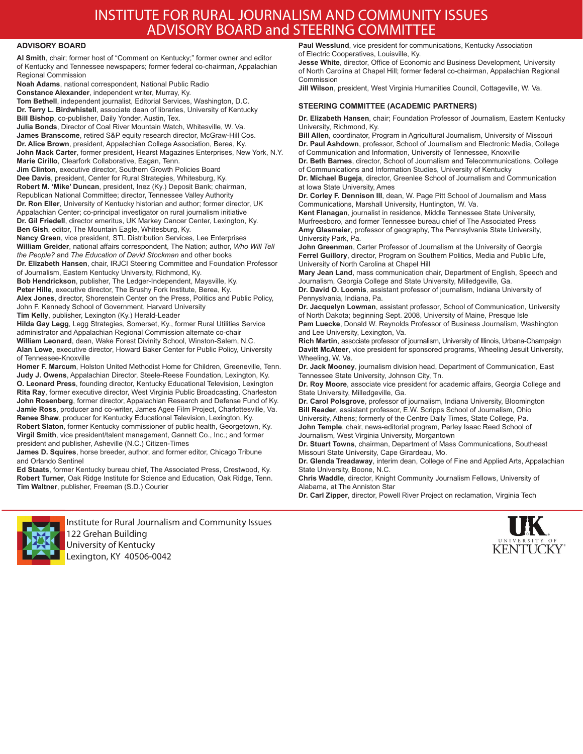# INSTITUTE FOR RURAL JOURNALISM AND COMMUNITY ISSUES ADVISORY BOARD and STEERING COMMITTEE

## ADVISORY BOARD

**Al Smith**, chair; former host of "Comment on Kentucky;" former owner and editor of Kentucky and Tennessee newspapers; former federal co-chairman, Appalachian Regional Commission
**Noah Adams**, national correspondent, National Public Radio
**Constance Alexander**, independent writer, Murray, Ky.
**Tom Bethell**, independent journalist, Editorial Services, Washington, D.C.
**Dr. Terry L. Birdwhistell**, associate dean of libraries, University of Kentucky
**Bill Bishop**, co-publisher, Daily Yonder, Austin, Tex.
**Julia Bonds**, Director of Coal River Mountain Watch, Whitesville, W. Va.
**James Branscome**, retired S&P equity research director, McGraw-Hill Cos.
**Dr. Alice Brown**, president, Appalachian College Association, Berea, Ky.
**John Mack Carter**, former president, Hearst Magazines Enterprises, New York, N.Y.
**Marie Cirillo**, Clearfork Collaborative, Eagan, Tenn.
**Jim Clinton**, executive director, Southern Growth Policies Board
**Dee Davis**, president, Center for Rural Strategies, Whitesburg, Ky.
**Robert M. 'Mike' Duncan**, president, Inez (Ky.) Deposit Bank; chairman, Republican National Committee; director, Tennessee Valley Authority
**Dr. Ron Eller**, University of Kentucky historian and author; former director, UK Appalachian Center; co-principal investigator on rural journalism initiative
**Dr. Gil Friedell**, director emeritus, UK Markey Cancer Center, Lexington, Ky.
**Ben Gish**, editor, The Mountain Eagle, Whitesburg, Ky.
**Nancy Green**, vice president, STL Distribution Services, Lee Enterprises
**William Greider**, national affairs correspondent, The Nation; author, *Who Will Tell the People?* and *The Education of David Stockman* and other books
**Dr. Elizabeth Hansen**, chair, IRJCI Steering Committee and Foundation Professor of Journalism, Eastern Kentucky University, Richmond, Ky.
**Bob Hendrickson**, publisher, The Ledger-Independent, Maysville, Ky.
**Peter Hille**, executive director, The Brushy Fork Institute, Berea, Ky.
**Alex Jones**, director, Shorenstein Center on the Press, Politics and Public Policy, John F. Kennedy School of Government, Harvard University
**Tim Kelly**, publisher, Lexington (Ky.) Herald-Leader
**Hilda Gay Legg**, Legg Strategies, Somerset, Ky., former Rural Utilities Service administrator and Appalachian Regional Commission alternate co-chair
**William Leonard**, dean, Wake Forest Divinity School, Winston-Salem, N.C.
**Alan Lowe**, executive director, Howard Baker Center for Public Policy, University of Tennessee-Knoxville
**Homer F. Marcum**, Holston United Methodist Home for Children, Greeneville, Tenn.
**Judy J. Owens**, Appalachian Director, Steele-Reese Foundation, Lexington, Ky.
**O. Leonard Press**, founding director, Kentucky Educational Television, Lexington
**Rita Ray**, former executive director, West Virginia Public Broadcasting, Charleston
**John Rosenberg**, former director, Appalachian Research and Defense Fund of Ky.
**Jamie Ross**, producer and co-writer, James Agee Film Project, Charlottesville, Va.
**Renee Shaw**, producer for Kentucky Educational Television, Lexington, Ky.
**Robert Slaton**, former Kentucky commissioner of public health, Georgetown, Ky.
**Virgil Smith**, vice president/talent management, Gannett Co., Inc.; and former president and publisher, Asheville (N.C.) Citizen-Times
**James D. Squires**, horse breeder, author, and former editor, Chicago Tribune and Orlando Sentinel
**Ed Staats**, former Kentucky bureau chief, The Associated Press, Crestwood, Ky.
**Robert Turner**, Oak Ridge Institute for Science and Education, Oak Ridge, Tenn.
**Tim Waltner**, publisher, Freeman (S.D.) Courier
**Paul Wesslund**, vice president for communications, Kentucky Association of Electric Cooperatives, Louisville, Ky.
**Jesse White**, director, Office of Economic and Business Development, University of North Carolina at Chapel Hill; former federal co-chairman, Appalachian Regional Commission
**Jill Wilson**, president, West Virginia Humanities Council, Cottageville, W. Va.

## STEERING COMMITTEE (ACADEMIC PARTNERS)

**Dr. Elizabeth Hansen**, chair; Foundation Professor of Journalism, Eastern Kentucky University, Richmond, Ky.
**Bill Allen**, coordinator, Program in Agricultural Journalism, University of Missouri
**Dr. Paul Ashdown**, professor, School of Journalism and Electronic Media, College of Communication and Information, University of Tennessee, Knoxville
**Dr. Beth Barnes**, director, School of Journalism and Telecommunications, College of Communications and Information Studies, University of Kentucky
**Dr. Michael Bugeja**, director, Greenlee School of Journalism and Communication at Iowa State University, Ames
**Dr. Corley F. Dennison III**, dean, W. Page Pitt School of Journalism and Mass Communications, Marshall University, Huntington, W. Va.
**Kent Flanagan**, journalist in residence, Middle Tennessee State University, Murfreesboro, and former Tennessee bureau chief of The Associated Press
**Amy Glasmeier**, professor of geography, The Pennsylvania State University, University Park, Pa.
**John Greenman**, Carter Professor of Journalism at the University of Georgia
**Ferrel Guillory**, director, Program on Southern Politics, Media and Public Life, University of North Carolina at Chapel Hill
**Mary Jean Land**, mass communication chair, Department of English, Speech and Journalism, Georgia College and State University, Milledgeville, Ga.
**Dr. David O. Loomis**, assistant professor of journalism, Indiana University of Pennsylvania, Indiana, Pa.
**Dr. Jacquelyn Lowman**, assistant professor, School of Communication, University of North Dakota; beginning Sept. 2008, University of Maine, Presque Isle
**Pam Luecke**, Donald W. Reynolds Professor of Business Journalism, Washington and Lee University, Lexington, Va.
**Rich Martin**, associate professor of journalism, University of Illinois, Urbana-Champaign
**Davitt McAteer**, vice president for sponsored programs, Wheeling Jesuit University, Wheeling, W. Va.
**Dr. Jack Mooney**, journalism division head, Department of Communication, East Tennessee State University, Johnson City, Tn.
**Dr. Roy Moore**, associate vice president for academic affairs, Georgia College and State University, Milledgeville, Ga.
**Dr. Carol Polsgrove**, professor of journalism, Indiana University, Bloomington
**Bill Reader**, assistant professor, E.W. Scripps School of Journalism, Ohio University, Athens; formerly of the Centre Daily Times, State College, Pa.
**John Temple**, chair, news-editorial program, Perley Isaac Reed School of Journalism, West Virginia University, Morgantown
**Dr. Stuart Towns**, chairman, Department of Mass Communications, Southeast Missouri State University, Cape Girardeau, Mo.
**Dr. Glenda Treadaway**, interim dean, College of Fine and Applied Arts, Appalachian State University, Boone, N.C.
**Chris Waddle**, director, Knight Community Journalism Fellows, University of Alabama, at The Anniston Star
**Dr. Carl Zipper**, director, Powell River Project on reclamation, Virginia Tech

Institute for Rural Journalism and Community Issues
122 Grehan Building
University of Kentucky
Lexington, KY 40506-0042

UK University of Kentucky